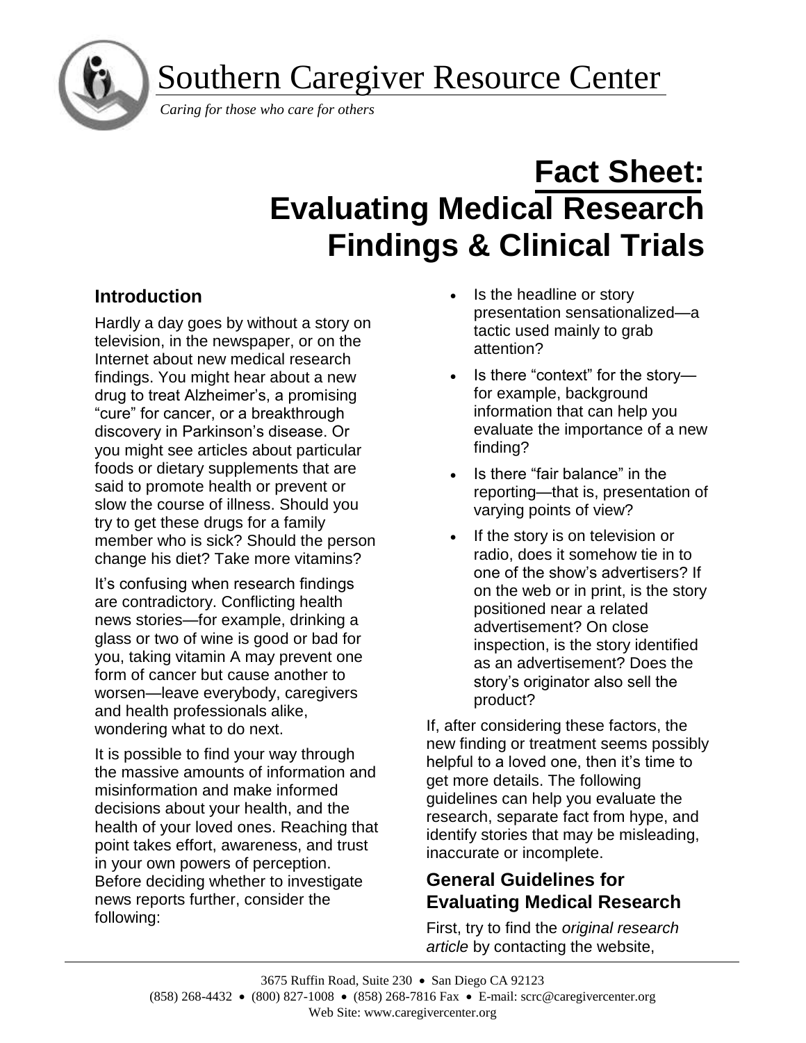# Southern Caregiver Resource Center

*Caring for those who care for others*

# Fact Sheet: Evaluating Medical Research Findings & Clinical Trials

## Introduction

Hardly a day goes by without a story on television, in the newspaper, or on the Internet about new medical research findings. You might hear about a new drug to treat Alzheimer's, a promising "cure" for cancer, or a breakthrough discovery in Parkinson's disease. Or you might see articles about particular foods or dietary supplements that are said to promote health or prevent or slow the course of illness. Should you try to get these drugs for a family member who is sick? Should the person change his diet? Take more vitamins?

It's confusing when research findings are contradictory. Conflicting health news stories—for example, drinking a glass or two of wine is good or bad for you, taking vitamin A may prevent one form of cancer but cause another to worsen—leave everybody, caregivers and health professionals alike, wondering what to do next.

It is possible to find your way through the massive amounts of information and misinformation and make informed decisions about your health, and the health of your loved ones. Reaching that point takes effort, awareness, and trust in your own powers of perception. Before deciding whether to investigate news reports further, consider the following:

- Is the headline or story presentation sensationalized—a tactic used mainly to grab attention?
- Is there "context" for the story—for example, background information that can help you evaluate the importance of a new finding?
- Is there "fair balance" in the reporting—that is, presentation of varying points of view?
- If the story is on television or radio, does it somehow tie in to one of the show's advertisers? If on the web or in print, is the story positioned near a related advertisement? On close inspection, is the story identified as an advertisement? Does the story's originator also sell the product?

If, after considering these factors, the new finding or treatment seems possibly helpful to a loved one, then it's time to get more details. The following guidelines can help you evaluate the research, separate fact from hype, and identify stories that may be misleading, inaccurate or incomplete.

## General Guidelines for Evaluating Medical Research

First, try to find the *original research article* by contacting the website,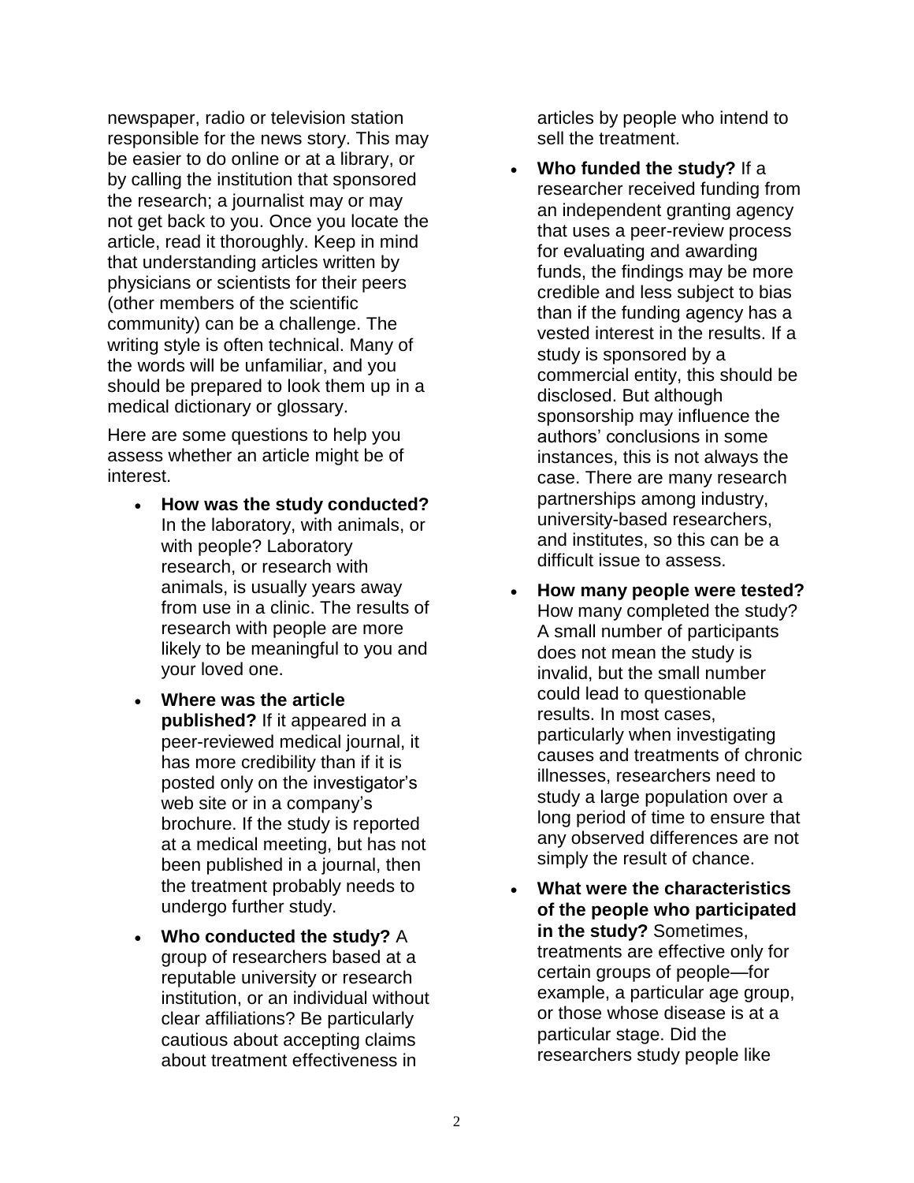newspaper, radio or television station responsible for the news story. This may be easier to do online or at a library, or by calling the institution that sponsored the research; a journalist may or may not get back to you. Once you locate the article, read it thoroughly. Keep in mind that understanding articles written by physicians or scientists for their peers (other members of the scientific community) can be a challenge. The writing style is often technical. Many of the words will be unfamiliar, and you should be prepared to look them up in a medical dictionary or glossary.

Here are some questions to help you assess whether an article might be of interest.

- **How was the study conducted?** In the laboratory, with animals, or with people? Laboratory research, or research with animals, is usually years away from use in a clinic. The results of research with people are more likely to be meaningful to you and your loved one.
- **Where was the article published?** If it appeared in a peer-reviewed medical journal, it has more credibility than if it is posted only on the investigator's web site or in a company's brochure. If the study is reported at a medical meeting, but has not been published in a journal, then the treatment probably needs to undergo further study.
- **Who conducted the study?** A group of researchers based at a reputable university or research institution, or an individual without clear affiliations? Be particularly cautious about accepting claims about treatment effectiveness in articles by people who intend to sell the treatment.
- **Who funded the study?** If a researcher received funding from an independent granting agency that uses a peer-review process for evaluating and awarding funds, the findings may be more credible and less subject to bias than if the funding agency has a vested interest in the results. If a study is sponsored by a commercial entity, this should be disclosed. But although sponsorship may influence the authors' conclusions in some instances, this is not always the case. There are many research partnerships among industry, university-based researchers, and institutes, so this can be a difficult issue to assess.
- **How many people were tested?** How many completed the study? A small number of participants does not mean the study is invalid, but the small number could lead to questionable results. In most cases, particularly when investigating causes and treatments of chronic illnesses, researchers need to study a large population over a long period of time to ensure that any observed differences are not simply the result of chance.
- **What were the characteristics of the people who participated in the study?** Sometimes, treatments are effective only for certain groups of people—for example, a particular age group, or those whose disease is at a particular stage. Did the researchers study people like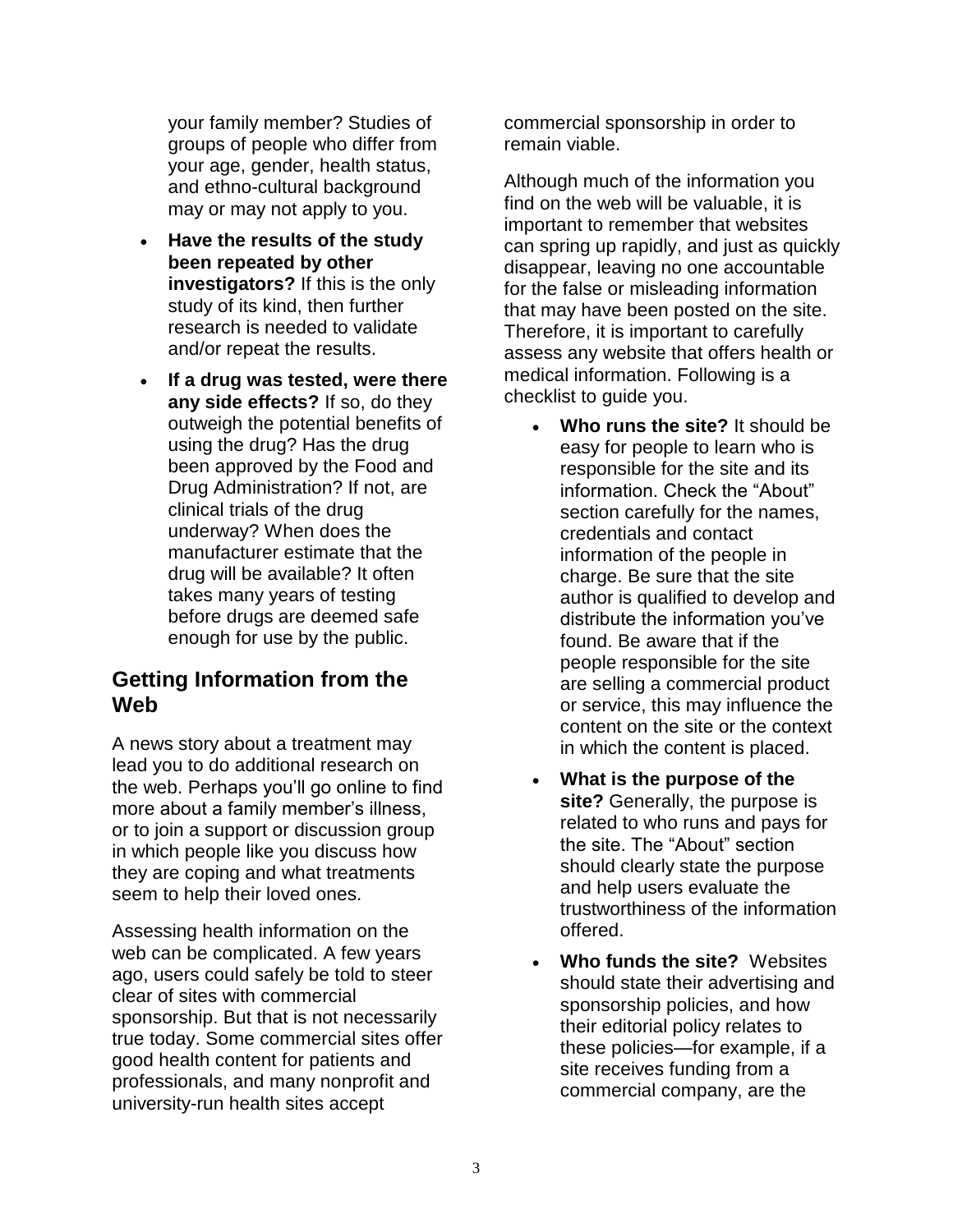your family member? Studies of groups of people who differ from your age, gender, health status, and ethno-cultural background may or may not apply to you.

- **Have the results of the study been repeated by other investigators?** If this is the only study of its kind, then further research is needed to validate and/or repeat the results.
- **If a drug was tested, were there any side effects?** If so, do they outweigh the potential benefits of using the drug? Has the drug been approved by the Food and Drug Administration? If not, are clinical trials of the drug underway? When does the manufacturer estimate that the drug will be available? It often takes many years of testing before drugs are deemed safe enough for use by the public.

## Getting Information from the Web

A news story about a treatment may lead you to do additional research on the web. Perhaps you'll go online to find more about a family member's illness, or to join a support or discussion group in which people like you discuss how they are coping and what treatments seem to help their loved ones.

Assessing health information on the web can be complicated. A few years ago, users could safely be told to steer clear of sites with commercial sponsorship. But that is not necessarily true today. Some commercial sites offer good health content for patients and professionals, and many nonprofit and university-run health sites accept commercial sponsorship in order to remain viable.

Although much of the information you find on the web will be valuable, it is important to remember that websites can spring up rapidly, and just as quickly disappear, leaving no one accountable for the false or misleading information that may have been posted on the site. Therefore, it is important to carefully assess any website that offers health or medical information. Following is a checklist to guide you.

- **Who runs the site?** It should be easy for people to learn who is responsible for the site and its information. Check the "About" section carefully for the names, credentials and contact information of the people in charge. Be sure that the site author is qualified to develop and distribute the information you've found. Be aware that if the people responsible for the site are selling a commercial product or service, this may influence the content on the site or the context in which the content is placed.
- **What is the purpose of the site?** Generally, the purpose is related to who runs and pays for the site. The "About" section should clearly state the purpose and help users evaluate the trustworthiness of the information offered.
- **Who funds the site?** Websites should state their advertising and sponsorship policies, and how their editorial policy relates to these policies—for example, if a site receives funding from a commercial company, are the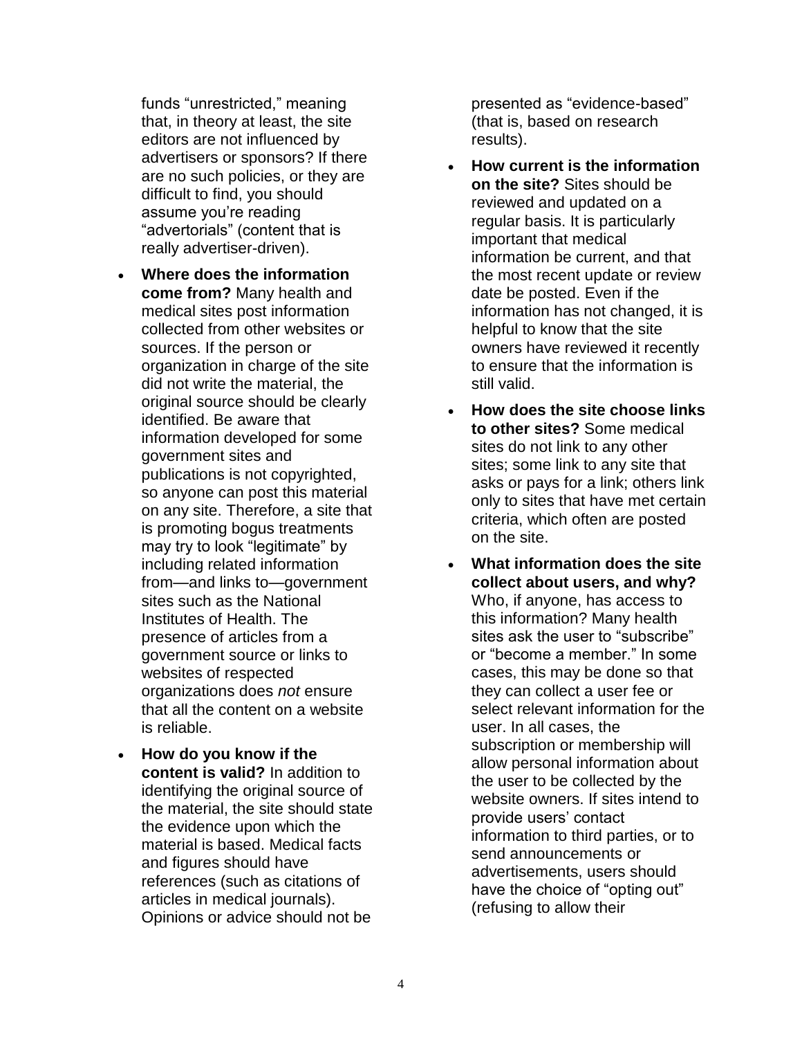funds "unrestricted," meaning that, in theory at least, the site editors are not influenced by advertisers or sponsors? If there are no such policies, or they are difficult to find, you should assume you're reading "advertorials" (content that is really advertiser-driven).

- **Where does the information come from?** Many health and medical sites post information collected from other websites or sources. If the person or organization in charge of the site did not write the material, the original source should be clearly identified. Be aware that information developed for some government sites and publications is not copyrighted, so anyone can post this material on any site. Therefore, a site that is promoting bogus treatments may try to look "legitimate" by including related information from—and links to—government sites such as the National Institutes of Health. The presence of articles from a government source or links to websites of respected organizations does *not* ensure that all the content on a website is reliable.
- **How do you know if the content is valid?** In addition to identifying the original source of the material, the site should state the evidence upon which the material is based. Medical facts and figures should have references (such as citations of articles in medical journals). Opinions or advice should not be presented as "evidence-based" (that is, based on research results).
- **How current is the information on the site?** Sites should be reviewed and updated on a regular basis. It is particularly important that medical information be current, and that the most recent update or review date be posted. Even if the information has not changed, it is helpful to know that the site owners have reviewed it recently to ensure that the information is still valid.
- **How does the site choose links to other sites?** Some medical sites do not link to any other sites; some link to any site that asks or pays for a link; others link only to sites that have met certain criteria, which often are posted on the site.
- **What information does the site collect about users, and why?** Who, if anyone, has access to this information? Many health sites ask the user to "subscribe" or "become a member." In some cases, this may be done so that they can collect a user fee or select relevant information for the user. In all cases, the subscription or membership will allow personal information about the user to be collected by the website owners. If sites intend to provide users' contact information to third parties, or to send announcements or advertisements, users should have the choice of "opting out" (refusing to allow their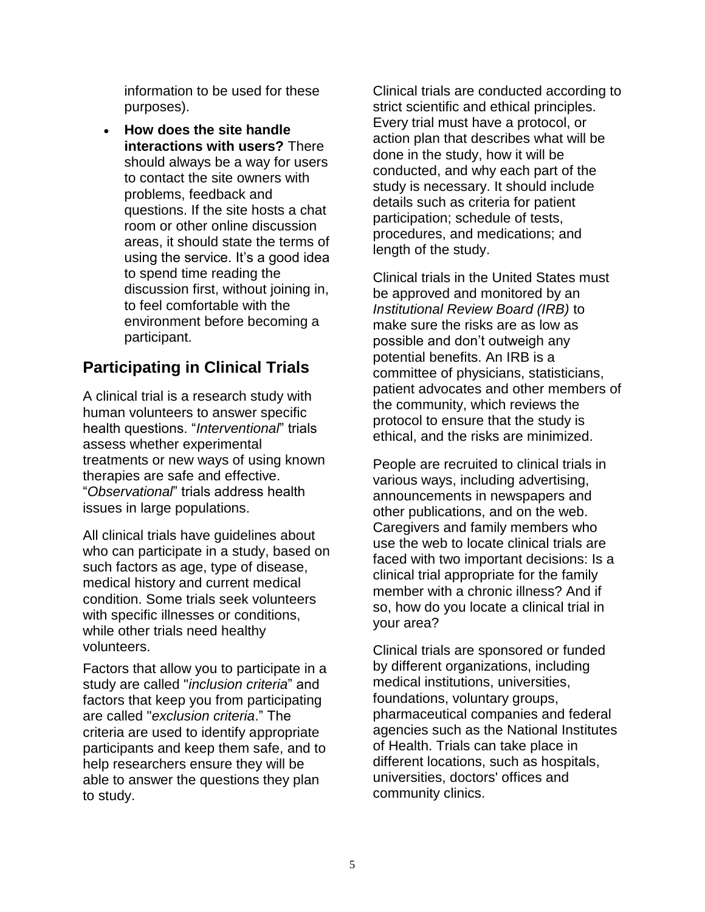information to be used for these purposes).

- **How does the site handle interactions with users?** There should always be a way for users to contact the site owners with problems, feedback and questions. If the site hosts a chat room or other online discussion areas, it should state the terms of using the service. It's a good idea to spend time reading the discussion first, without joining in, to feel comfortable with the environment before becoming a participant.

## Participating in Clinical Trials

A clinical trial is a research study with human volunteers to answer specific health questions. "*Interventional*" trials assess whether experimental treatments or new ways of using known therapies are safe and effective. "*Observational*" trials address health issues in large populations.

All clinical trials have guidelines about who can participate in a study, based on such factors as age, type of disease, medical history and current medical condition. Some trials seek volunteers with specific illnesses or conditions, while other trials need healthy volunteers.

Factors that allow you to participate in a study are called "*inclusion criteria*" and factors that keep you from participating are called "*exclusion criteria*." The criteria are used to identify appropriate participants and keep them safe, and to help researchers ensure they will be able to answer the questions they plan to study.

Clinical trials are conducted according to strict scientific and ethical principles. Every trial must have a protocol, or action plan that describes what will be done in the study, how it will be conducted, and why each part of the study is necessary. It should include details such as criteria for patient participation; schedule of tests, procedures, and medications; and length of the study.

Clinical trials in the United States must be approved and monitored by an *Institutional Review Board (IRB)* to make sure the risks are as low as possible and don't outweigh any potential benefits. An IRB is a committee of physicians, statisticians, patient advocates and other members of the community, which reviews the protocol to ensure that the study is ethical, and the risks are minimized.

People are recruited to clinical trials in various ways, including advertising, announcements in newspapers and other publications, and on the web. Caregivers and family members who use the web to locate clinical trials are faced with two important decisions: Is a clinical trial appropriate for the family member with a chronic illness? And if so, how do you locate a clinical trial in your area?

Clinical trials are sponsored or funded by different organizations, including medical institutions, universities, foundations, voluntary groups, pharmaceutical companies and federal agencies such as the National Institutes of Health. Trials can take place in different locations, such as hospitals, universities, doctors' offices and community clinics.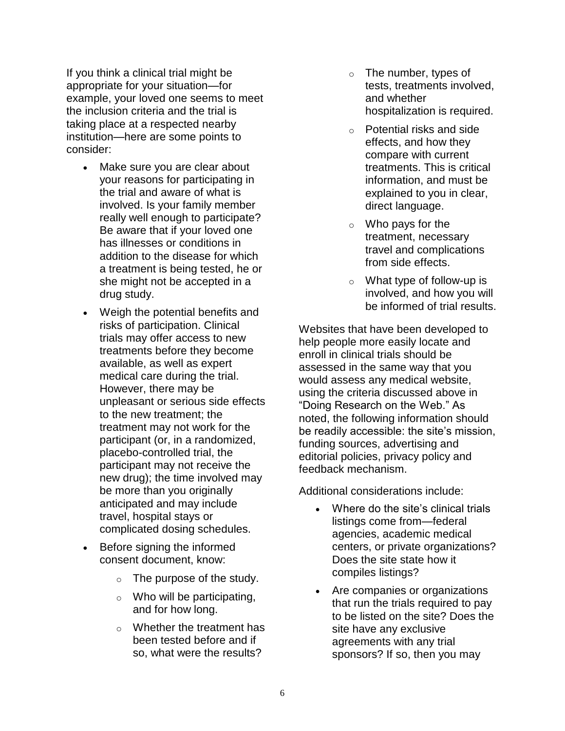If you think a clinical trial might be appropriate for your situation—for example, your loved one seems to meet the inclusion criteria and the trial is taking place at a respected nearby institution—here are some points to consider:

- Make sure you are clear about your reasons for participating in the trial and aware of what is involved. Is your family member really well enough to participate? Be aware that if your loved one has illnesses or conditions in addition to the disease for which a treatment is being tested, he or she might not be accepted in a drug study.
- Weigh the potential benefits and risks of participation. Clinical trials may offer access to new treatments before they become available, as well as expert medical care during the trial. However, there may be unpleasant or serious side effects to the new treatment; the treatment may not work for the participant (or, in a randomized, placebo-controlled trial, the participant may not receive the new drug); the time involved may be more than you originally anticipated and may include travel, hospital stays or complicated dosing schedules.
- Before signing the informed consent document, know:
  - The purpose of the study.
  - Who will be participating, and for how long.
  - Whether the treatment has been tested before and if so, what were the results?
  - The number, types of tests, treatments involved, and whether hospitalization is required.
  - Potential risks and side effects, and how they compare with current treatments. This is critical information, and must be explained to you in clear, direct language.
  - Who pays for the treatment, necessary travel and complications from side effects.
  - What type of follow-up is involved, and how you will be informed of trial results.

Websites that have been developed to help people more easily locate and enroll in clinical trials should be assessed in the same way that you would assess any medical website, using the criteria discussed above in "Doing Research on the Web." As noted, the following information should be readily accessible: the site's mission, funding sources, advertising and editorial policies, privacy policy and feedback mechanism.

Additional considerations include:

- Where do the site's clinical trials listings come from—federal agencies, academic medical centers, or private organizations? Does the site state how it compiles listings?
- Are companies or organizations that run the trials required to pay to be listed on the site? Does the site have any exclusive agreements with any trial sponsors? If so, then you may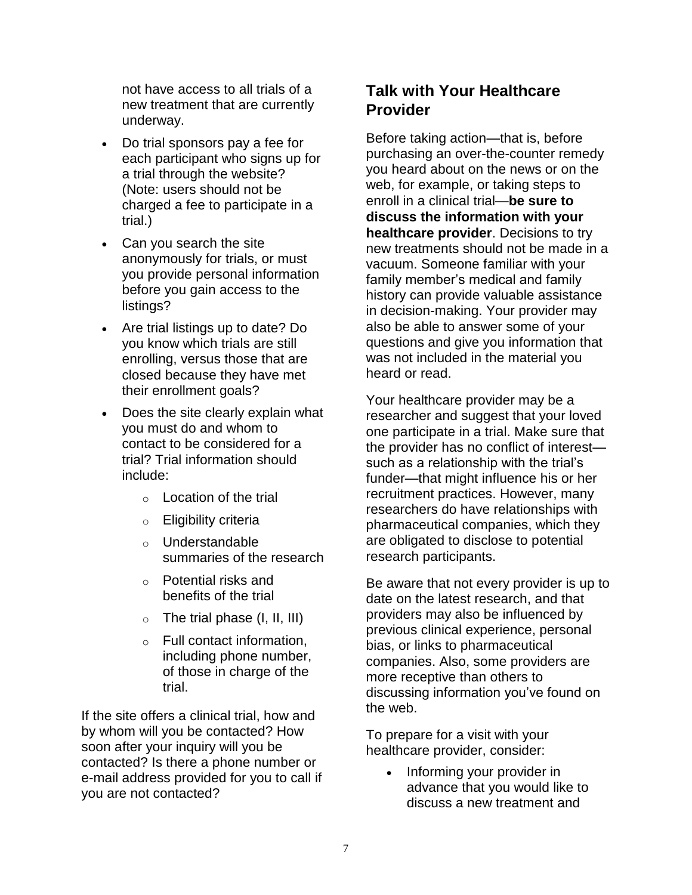not have access to all trials of a new treatment that are currently underway.

- Do trial sponsors pay a fee for each participant who signs up for a trial through the website? (Note: users should not be charged a fee to participate in a trial.)
- Can you search the site anonymously for trials, or must you provide personal information before you gain access to the listings?
- Are trial listings up to date? Do you know which trials are still enrolling, versus those that are closed because they have met their enrollment goals?
- Does the site clearly explain what you must do and whom to contact to be considered for a trial? Trial information should include:
    - Location of the trial
    - Eligibility criteria
    - Understandable summaries of the research
    - Potential risks and benefits of the trial
    - The trial phase (I, II, III)
    - Full contact information, including phone number, of those in charge of the trial.

If the site offers a clinical trial, how and by whom will you be contacted? How soon after your inquiry will you be contacted? Is there a phone number or e-mail address provided for you to call if you are not contacted?

## Talk with Your Healthcare Provider

Before taking action—that is, before purchasing an over-the-counter remedy you heard about on the news or on the web, for example, or taking steps to enroll in a clinical trial—**be sure to discuss the information with your healthcare provider**. Decisions to try new treatments should not be made in a vacuum. Someone familiar with your family member's medical and family history can provide valuable assistance in decision-making. Your provider may also be able to answer some of your questions and give you information that was not included in the material you heard or read.

Your healthcare provider may be a researcher and suggest that your loved one participate in a trial. Make sure that the provider has no conflict of interest—such as a relationship with the trial's funder—that might influence his or her recruitment practices. However, many researchers do have relationships with pharmaceutical companies, which they are obligated to disclose to potential research participants.

Be aware that not every provider is up to date on the latest research, and that providers may also be influenced by previous clinical experience, personal bias, or links to pharmaceutical companies. Also, some providers are more receptive than others to discussing information you've found on the web.

To prepare for a visit with your healthcare provider, consider:

- Informing your provider in advance that you would like to discuss a new treatment and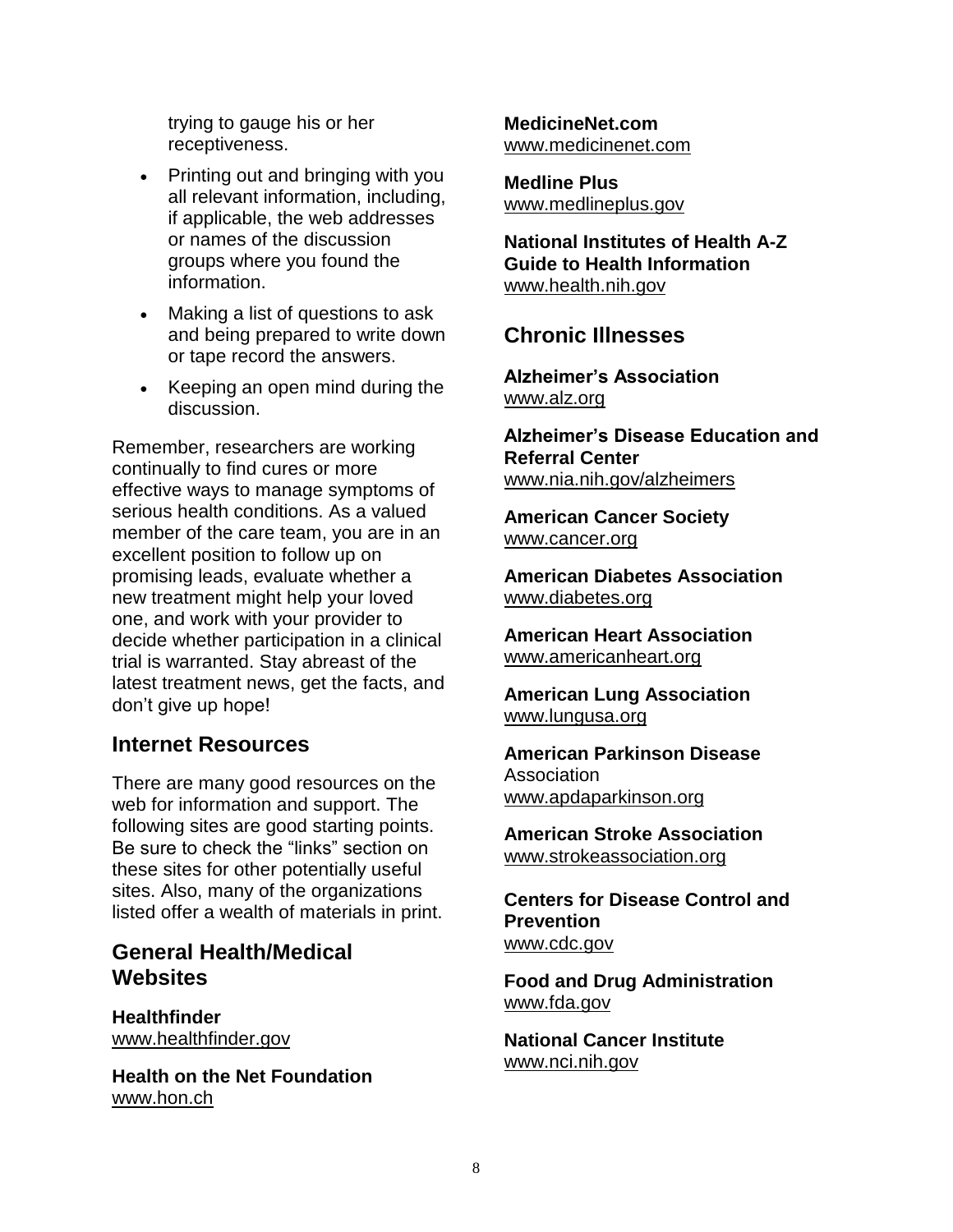trying to gauge his or her receptiveness.

- Printing out and bringing with you all relevant information, including, if applicable, the web addresses or names of the discussion groups where you found the information.
- Making a list of questions to ask and being prepared to write down or tape record the answers.
- Keeping an open mind during the discussion.

Remember, researchers are working continually to find cures or more effective ways to manage symptoms of serious health conditions. As a valued member of the care team, you are in an excellent position to follow up on promising leads, evaluate whether a new treatment might help your loved one, and work with your provider to decide whether participation in a clinical trial is warranted. Stay abreast of the latest treatment news, get the facts, and don't give up hope!

## Internet Resources

There are many good resources on the web for information and support. The following sites are good starting points. Be sure to check the "links" section on these sites for other potentially useful sites. Also, many of the organizations listed offer a wealth of materials in print.

## General Health/Medical Websites

**Healthfinder**
www.healthfinder.gov

**Health on the Net Foundation**
www.hon.ch

**MedicineNet.com**
www.medicinenet.com

**Medline Plus**
www.medlineplus.gov

**National Institutes of Health A-Z Guide to Health Information**
www.health.nih.gov

## Chronic Illnesses

**Alzheimer's Association**
www.alz.org

**Alzheimer's Disease Education and Referral Center**
www.nia.nih.gov/alzheimers

**American Cancer Society**
www.cancer.org

**American Diabetes Association**
www.diabetes.org

**American Heart Association**
www.americanheart.org

**American Lung Association**
www.lungusa.org

**American Parkinson Disease** Association
www.apdaparkinson.org

**American Stroke Association**
www.strokeassociation.org

**Centers for Disease Control and Prevention**
www.cdc.gov

**Food and Drug Administration**
www.fda.gov

**National Cancer Institute**
www.nci.nih.gov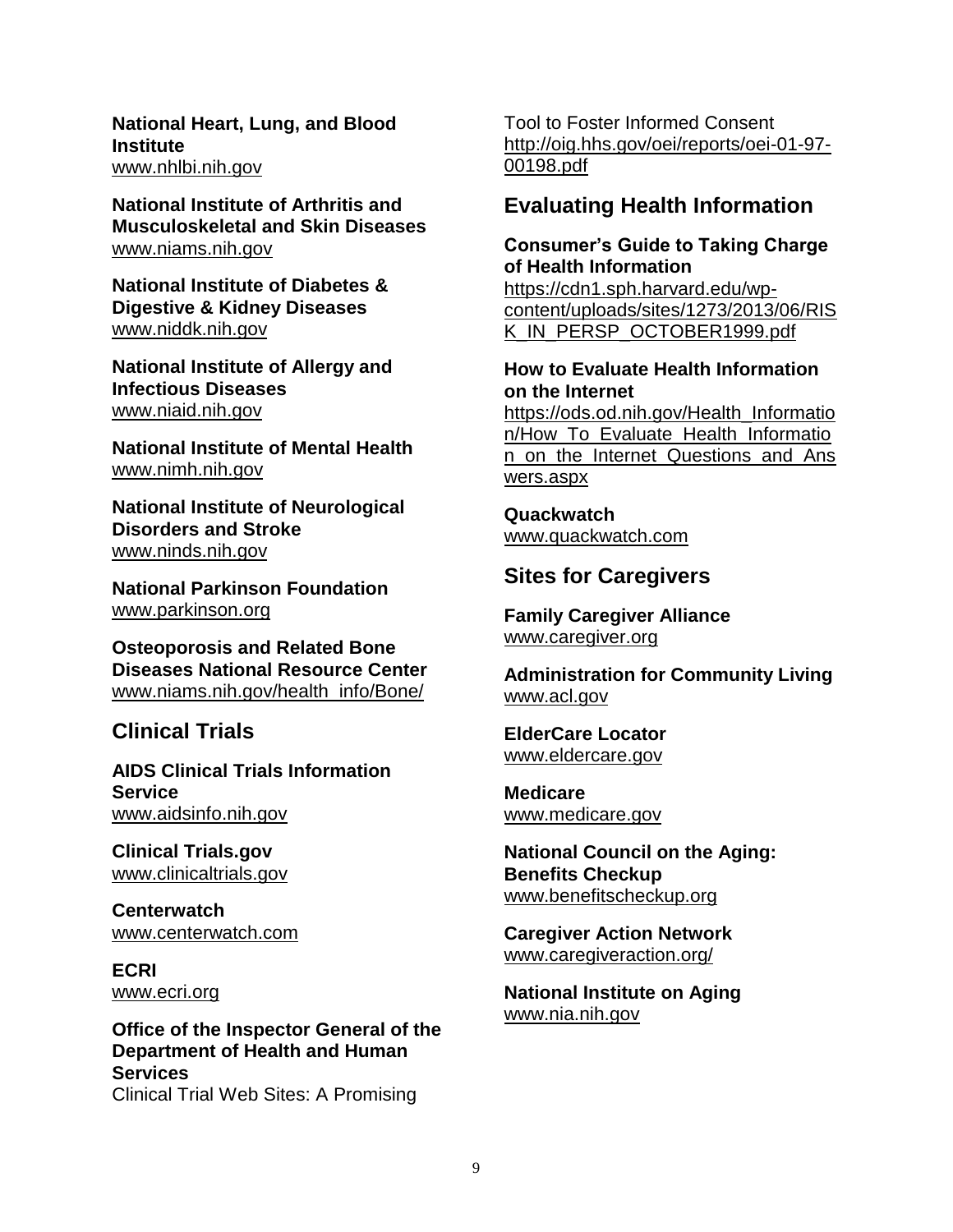**National Heart, Lung, and Blood Institute**
www.nhlbi.nih.gov

**National Institute of Arthritis and Musculoskeletal and Skin Diseases**
www.niams.nih.gov

**National Institute of Diabetes & Digestive & Kidney Diseases**
www.niddk.nih.gov

**National Institute of Allergy and Infectious Diseases**
www.niaid.nih.gov

**National Institute of Mental Health**
www.nimh.nih.gov

**National Institute of Neurological Disorders and Stroke**
www.ninds.nih.gov

**National Parkinson Foundation**
www.parkinson.org

**Osteoporosis and Related Bone Diseases National Resource Center**
www.niams.nih.gov/health_info/Bone/

## Clinical Trials

**AIDS Clinical Trials Information Service**
www.aidsinfo.nih.gov

**Clinical Trials.gov**
www.clinicaltrials.gov

**Centerwatch**
www.centerwatch.com

**ECRI**
www.ecri.org

**Office of the Inspector General of the Department of Health and Human Services**
Clinical Trial Web Sites: A Promising Tool to Foster Informed Consent
http://oig.hhs.gov/oei/reports/oei-01-97-00198.pdf

## Evaluating Health Information

**Consumer's Guide to Taking Charge of Health Information**
https://cdn1.sph.harvard.edu/wp-content/uploads/sites/1273/2013/06/RISK_IN_PERSP_OCTOBER1999.pdf

**How to Evaluate Health Information on the Internet**
https://ods.od.nih.gov/Health_Information/How_To_Evaluate_Health_Information_on_the_Internet_Questions_and_Answers.aspx

**Quackwatch**
www.quackwatch.com

## Sites for Caregivers

**Family Caregiver Alliance**
www.caregiver.org

**Administration for Community Living**
www.acl.gov

**ElderCare Locator**
www.eldercare.gov

**Medicare**
www.medicare.gov

**National Council on the Aging: Benefits Checkup**
www.benefitscheckup.org

**Caregiver Action Network**
www.caregiveraction.org/

**National Institute on Aging**
www.nia.nih.gov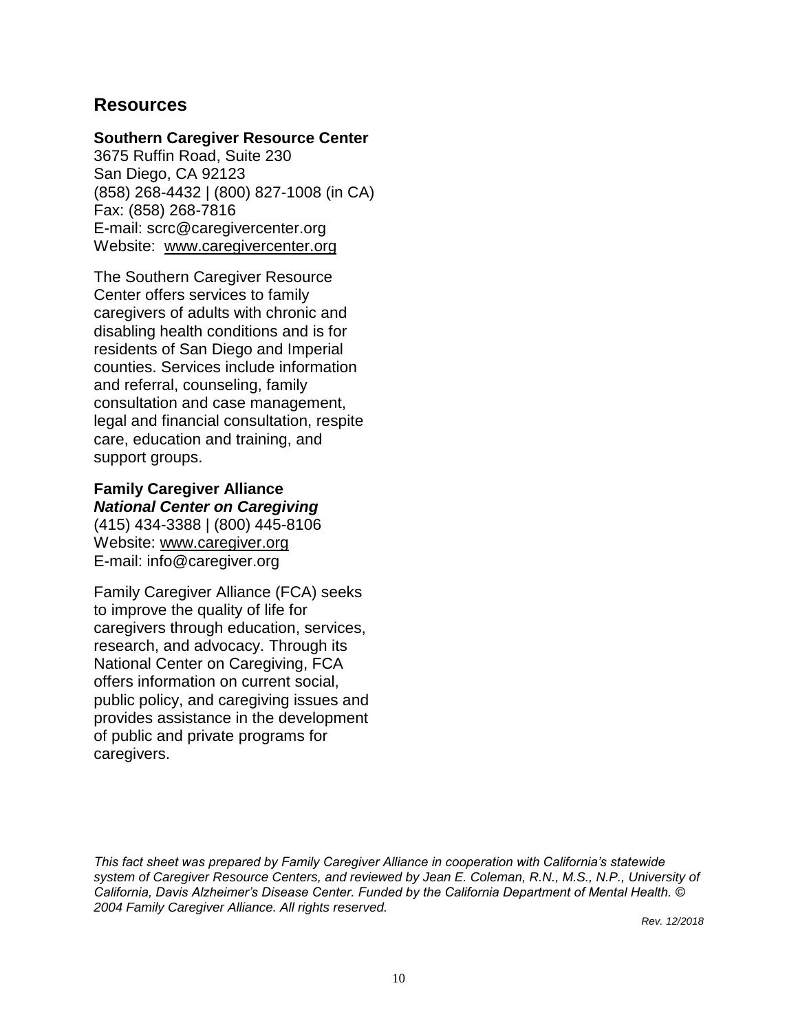## Resources

**Southern Caregiver Resource Center**
3675 Ruffin Road, Suite 230
San Diego, CA 92123
(858) 268-4432 | (800) 827-1008 (in CA)
Fax: (858) 268-7816
E-mail: scrc@caregivercenter.org
Website: www.caregivercenter.org

The Southern Caregiver Resource Center offers services to family caregivers of adults with chronic and disabling health conditions and is for residents of San Diego and Imperial counties. Services include information and referral, counseling, family consultation and case management, legal and financial consultation, respite care, education and training, and support groups.

**Family Caregiver Alliance**
***National Center on Caregiving***
(415) 434-3388 | (800) 445-8106
Website: www.caregiver.org
E-mail: info@caregiver.org

Family Caregiver Alliance (FCA) seeks to improve the quality of life for caregivers through education, services, research, and advocacy. Through its National Center on Caregiving, FCA offers information on current social, public policy, and caregiving issues and provides assistance in the development of public and private programs for caregivers.

*This fact sheet was prepared by Family Caregiver Alliance in cooperation with California's statewide system of Caregiver Resource Centers, and reviewed by Jean E. Coleman, R.N., M.S., N.P., University of California, Davis Alzheimer's Disease Center. Funded by the California Department of Mental Health. © 2004 Family Caregiver Alliance. All rights reserved.*

*Rev. 12/2018*